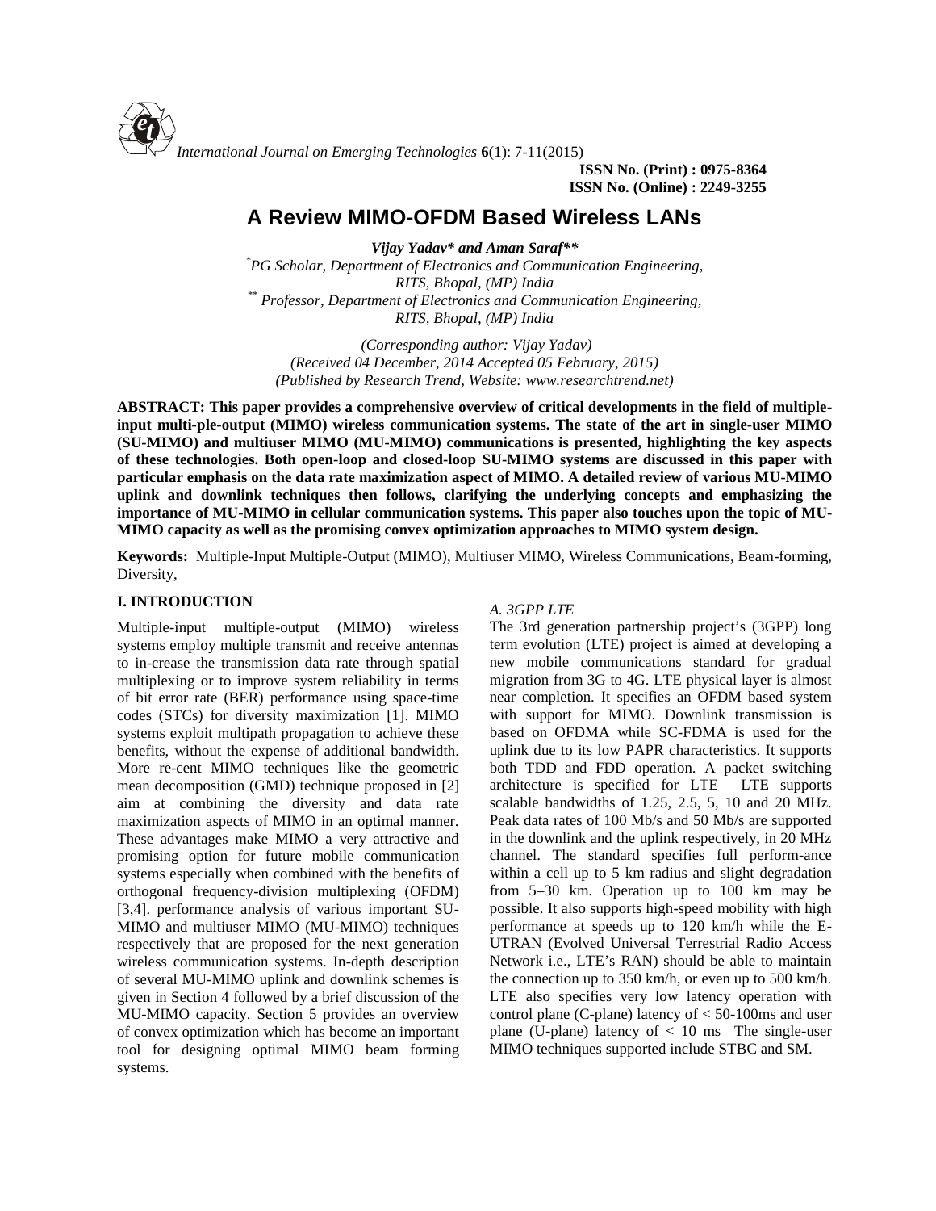# A Review MIMO-OFDM Based Wireless LANs

***Vijay Yadav\* and Aman Saraf\*\****

*[*]PG Scholar, Department of Electronics and Communication Engineering, RITS, Bhopal, (MP) India*
*[**] Professor, Department of Electronics and Communication Engineering, RITS, Bhopal, (MP) India*

*(Corresponding author: Vijay Yadav)*
*(Received 04 December, 2014 Accepted 05 February, 2015)*
*(Published by Research Trend, Website: www.researchtrend.net)*

**ABSTRACT: This paper provides a comprehensive overview of critical developments in the field of multiple-input multi-ple-output (MIMO) wireless communication systems. The state of the art in single-user MIMO (SU-MIMO) and multiuser MIMO (MU-MIMO) communications is presented, highlighting the key aspects of these technologies. Both open-loop and closed-loop SU-MIMO systems are discussed in this paper with particular emphasis on the data rate maximization aspect of MIMO. A detailed review of various MU-MIMO uplink and downlink techniques then follows, clarifying the underlying concepts and emphasizing the importance of MU-MIMO in cellular communication systems. This paper also touches upon the topic of MU-MIMO capacity as well as the promising convex optimization approaches to MIMO system design.**

**Keywords:** Multiple-Input Multiple-Output (MIMO), Multiuser MIMO, Wireless Communications, Beam-forming, Diversity,

## I. INTRODUCTION

Multiple-input multiple-output (MIMO) wireless systems employ multiple transmit and receive antennas to in-crease the transmission data rate through spatial multiplexing or to improve system reliability in terms of bit error rate (BER) performance using space-time codes (STCs) for diversity maximization [1]. MIMO systems exploit multipath propagation to achieve these benefits, without the expense of additional bandwidth. More re-cent MIMO techniques like the geometric mean decomposition (GMD) technique proposed in [2] aim at combining the diversity and data rate maximization aspects of MIMO in an optimal manner. These advantages make MIMO a very attractive and promising option for future mobile communication systems especially when combined with the benefits of orthogonal frequency-division multiplexing (OFDM) [3,4]. performance analysis of various important SU-MIMO and multiuser MIMO (MU-MIMO) techniques respectively that are proposed for the next generation wireless communication systems. In-depth description of several MU-MIMO uplink and downlink schemes is given in Section 4 followed by a brief discussion of the MU-MIMO capacity. Section 5 provides an overview of convex optimization which has become an important tool for designing optimal MIMO beam forming systems.

### *A. 3GPP LTE*

The 3rd generation partnership project's (3GPP) long term evolution (LTE) project is aimed at developing a new mobile communications standard for gradual migration from 3G to 4G. LTE physical layer is almost near completion. It specifies an OFDM based system with support for MIMO. Downlink transmission is based on OFDMA while SC-FDMA is used for the uplink due to its low PAPR characteristics. It supports both TDD and FDD operation. A packet switching architecture is specified for LTE LTE supports scalable bandwidths of 1.25, 2.5, 5, 10 and 20 MHz. Peak data rates of 100 Mb/s and 50 Mb/s are supported in the downlink and the uplink respectively, in 20 MHz channel. The standard specifies full perform-ance within a cell up to 5 km radius and slight degradation from 5–30 km. Operation up to 100 km may be possible. It also supports high-speed mobility with high performance at speeds up to 120 km/h while the E-UTRAN (Evolved Universal Terrestrial Radio Access Network i.e., LTE's RAN) should be able to maintain the connection up to 350 km/h, or even up to 500 km/h. LTE also specifies very low latency operation with control plane (C-plane) latency of < 50-100ms and user plane (U-plane) latency of < 10 ms The single-user MIMO techniques supported include STBC and SM.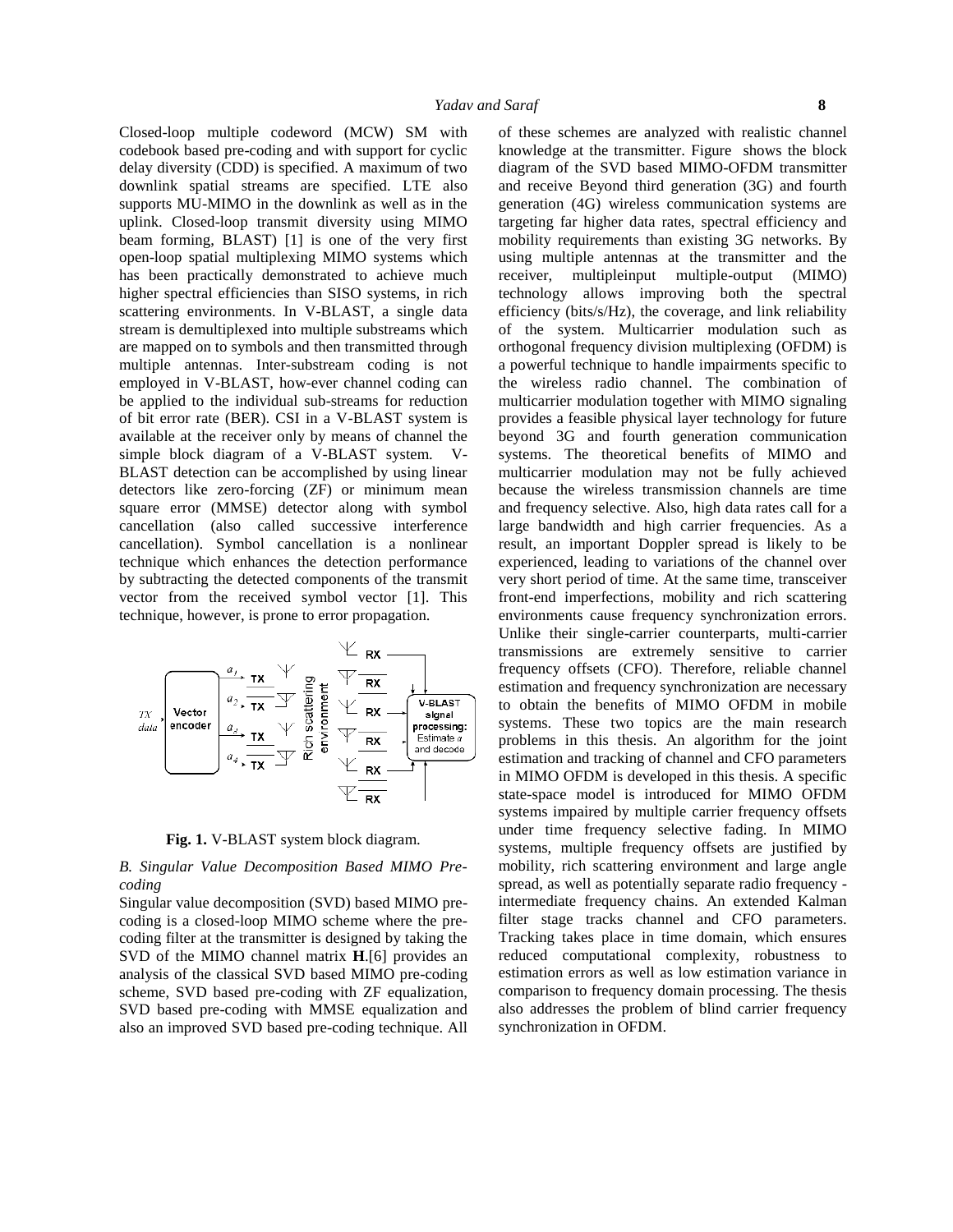Closed-loop multiple codeword (MCW) SM with codebook based pre-coding and with support for cyclic delay diversity (CDD) is specified. A maximum of two downlink spatial streams are specified. LTE also supports MU-MIMO in the downlink as well as in the uplink. Closed-loop transmit diversity using MIMO beam forming, BLAST) [1] is one of the very first open-loop spatial multiplexing MIMO systems which has been practically demonstrated to achieve much higher spectral efficiencies than SISO systems, in rich scattering environments. In V-BLAST, a single data stream is demultiplexed into multiple substreams which are mapped on to symbols and then transmitted through multiple antennas. Inter-substream coding is not employed in V-BLAST, how-ever channel coding can be applied to the individual sub-streams for reduction of bit error rate (BER). CSI in a V-BLAST system is available at the receiver only by means of channel the simple block diagram of a V-BLAST system. V-BLAST detection can be accomplished by using linear detectors like zero-forcing (ZF) or minimum mean square error (MMSE) detector along with symbol cancellation (also called successive interference cancellation). Symbol cancellation is a nonlinear technique which enhances the detection performance by subtracting the detected components of the transmit vector from the received symbol vector [1]. This technique, however, is prone to error propagation.

**Fig. 1.** V-BLAST system block diagram.

*B. Singular Value Decomposition Based MIMO Pre-coding*

Singular value decomposition (SVD) based MIMO pre-coding is a closed-loop MIMO scheme where the pre-coding filter at the transmitter is designed by taking the SVD of the MIMO channel matrix **H**.[6] provides an analysis of the classical SVD based MIMO pre-coding scheme, SVD based pre-coding with ZF equalization, SVD based pre-coding with MMSE equalization and also an improved SVD based pre-coding technique. All of these schemes are analyzed with realistic channel knowledge at the transmitter. Figure shows the block diagram of the SVD based MIMO-OFDM transmitter and receive Beyond third generation (3G) and fourth generation (4G) wireless communication systems are targeting far higher data rates, spectral efficiency and mobility requirements than existing 3G networks. By using multiple antennas at the transmitter and the receiver, multipleinput multiple-output (MIMO) technology allows improving both the spectral efficiency (bits/s/Hz), the coverage, and link reliability of the system. Multicarrier modulation such as orthogonal frequency division multiplexing (OFDM) is a powerful technique to handle impairments specific to the wireless radio channel. The combination of multicarrier modulation together with MIMO signaling provides a feasible physical layer technology for future beyond 3G and fourth generation communication systems. The theoretical benefits of MIMO and multicarrier modulation may not be fully achieved because the wireless transmission channels are time and frequency selective. Also, high data rates call for a large bandwidth and high carrier frequencies. As a result, an important Doppler spread is likely to be experienced, leading to variations of the channel over very short period of time. At the same time, transceiver front-end imperfections, mobility and rich scattering environments cause frequency synchronization errors. Unlike their single-carrier counterparts, multi-carrier transmissions are extremely sensitive to carrier frequency offsets (CFO). Therefore, reliable channel estimation and frequency synchronization are necessary to obtain the benefits of MIMO OFDM in mobile systems. These two topics are the main research problems in this thesis. An algorithm for the joint estimation and tracking of channel and CFO parameters in MIMO OFDM is developed in this thesis. A specific state-space model is introduced for MIMO OFDM systems impaired by multiple carrier frequency offsets under time frequency selective fading. In MIMO systems, multiple frequency offsets are justified by mobility, rich scattering environment and large angle spread, as well as potentially separate radio frequency - intermediate frequency chains. An extended Kalman filter stage tracks channel and CFO parameters. Tracking takes place in time domain, which ensures reduced computational complexity, robustness to estimation errors as well as low estimation variance in comparison to frequency domain processing. The thesis also addresses the problem of blind carrier frequency synchronization in OFDM.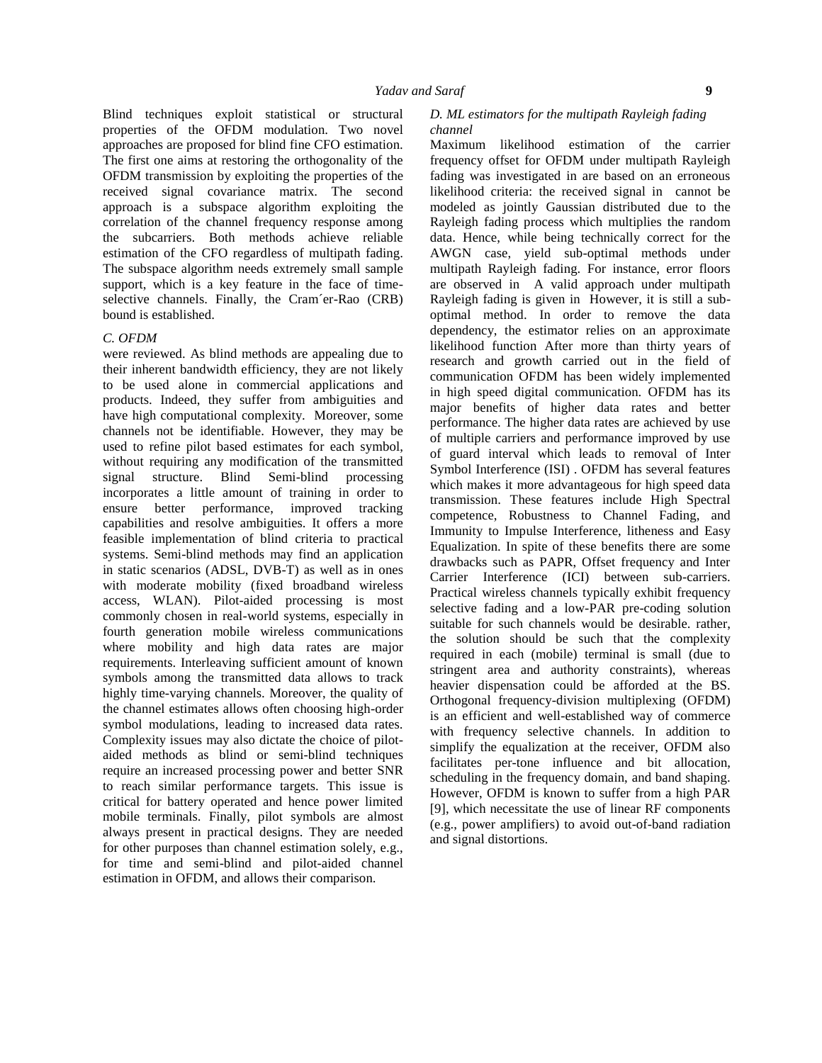Blind techniques exploit statistical or structural properties of the OFDM modulation. Two novel approaches are proposed for blind fine CFO estimation. The first one aims at restoring the orthogonality of the OFDM transmission by exploiting the properties of the received signal covariance matrix. The second approach is a subspace algorithm exploiting the correlation of the channel frequency response among the subcarriers. Both methods achieve reliable estimation of the CFO regardless of multipath fading. The subspace algorithm needs extremely small sample support, which is a key feature in the face of time-selective channels. Finally, the Cram´er-Rao (CRB) bound is established.

### *C. OFDM*

were reviewed. As blind methods are appealing due to their inherent bandwidth efficiency, they are not likely to be used alone in commercial applications and products. Indeed, they suffer from ambiguities and have high computational complexity. Moreover, some channels not be identifiable. However, they may be used to refine pilot based estimates for each symbol, without requiring any modification of the transmitted signal structure. Blind Semi-blind processing incorporates a little amount of training in order to ensure better performance, improved tracking capabilities and resolve ambiguities. It offers a more feasible implementation of blind criteria to practical systems. Semi-blind methods may find an application in static scenarios (ADSL, DVB-T) as well as in ones with moderate mobility (fixed broadband wireless access, WLAN). Pilot-aided processing is most commonly chosen in real-world systems, especially in fourth generation mobile wireless communications where mobility and high data rates are major requirements. Interleaving sufficient amount of known symbols among the transmitted data allows to track highly time-varying channels. Moreover, the quality of the channel estimates allows often choosing high-order symbol modulations, leading to increased data rates. Complexity issues may also dictate the choice of pilot-aided methods as blind or semi-blind techniques require an increased processing power and better SNR to reach similar performance targets. This issue is critical for battery operated and hence power limited mobile terminals. Finally, pilot symbols are almost always present in practical designs. They are needed for other purposes than channel estimation solely, e.g., for time and semi-blind and pilot-aided channel estimation in OFDM, and allows their comparison.

### *D. ML estimators for the multipath Rayleigh fading channel*

Maximum likelihood estimation of the carrier frequency offset for OFDM under multipath Rayleigh fading was investigated in are based on an erroneous likelihood criteria: the received signal in cannot be modeled as jointly Gaussian distributed due to the Rayleigh fading process which multiplies the random data. Hence, while being technically correct for the AWGN case, yield sub-optimal methods under multipath Rayleigh fading. For instance, error floors are observed in A valid approach under multipath Rayleigh fading is given in However, it is still a sub-optimal method. In order to remove the data dependency, the estimator relies on an approximate likelihood function After more than thirty years of research and growth carried out in the field of communication OFDM has been widely implemented in high speed digital communication. OFDM has its major benefits of higher data rates and better performance. The higher data rates are achieved by use of multiple carriers and performance improved by use of guard interval which leads to removal of Inter Symbol Interference (ISI) . OFDM has several features which makes it more advantageous for high speed data transmission. These features include High Spectral competence, Robustness to Channel Fading, and Immunity to Impulse Interference, litheness and Easy Equalization. In spite of these benefits there are some drawbacks such as PAPR, Offset frequency and Inter Carrier Interference (ICI) between sub-carriers. Practical wireless channels typically exhibit frequency selective fading and a low-PAR pre-coding solution suitable for such channels would be desirable. rather, the solution should be such that the complexity required in each (mobile) terminal is small (due to stringent area and authority constraints), whereas heavier dispensation could be afforded at the BS. Orthogonal frequency-division multiplexing (OFDM) is an efficient and well-established way of commerce with frequency selective channels. In addition to simplify the equalization at the receiver, OFDM also facilitates per-tone influence and bit allocation, scheduling in the frequency domain, and band shaping. However, OFDM is known to suffer from a high PAR [9], which necessitate the use of linear RF components (e.g., power amplifiers) to avoid out-of-band radiation and signal distortions.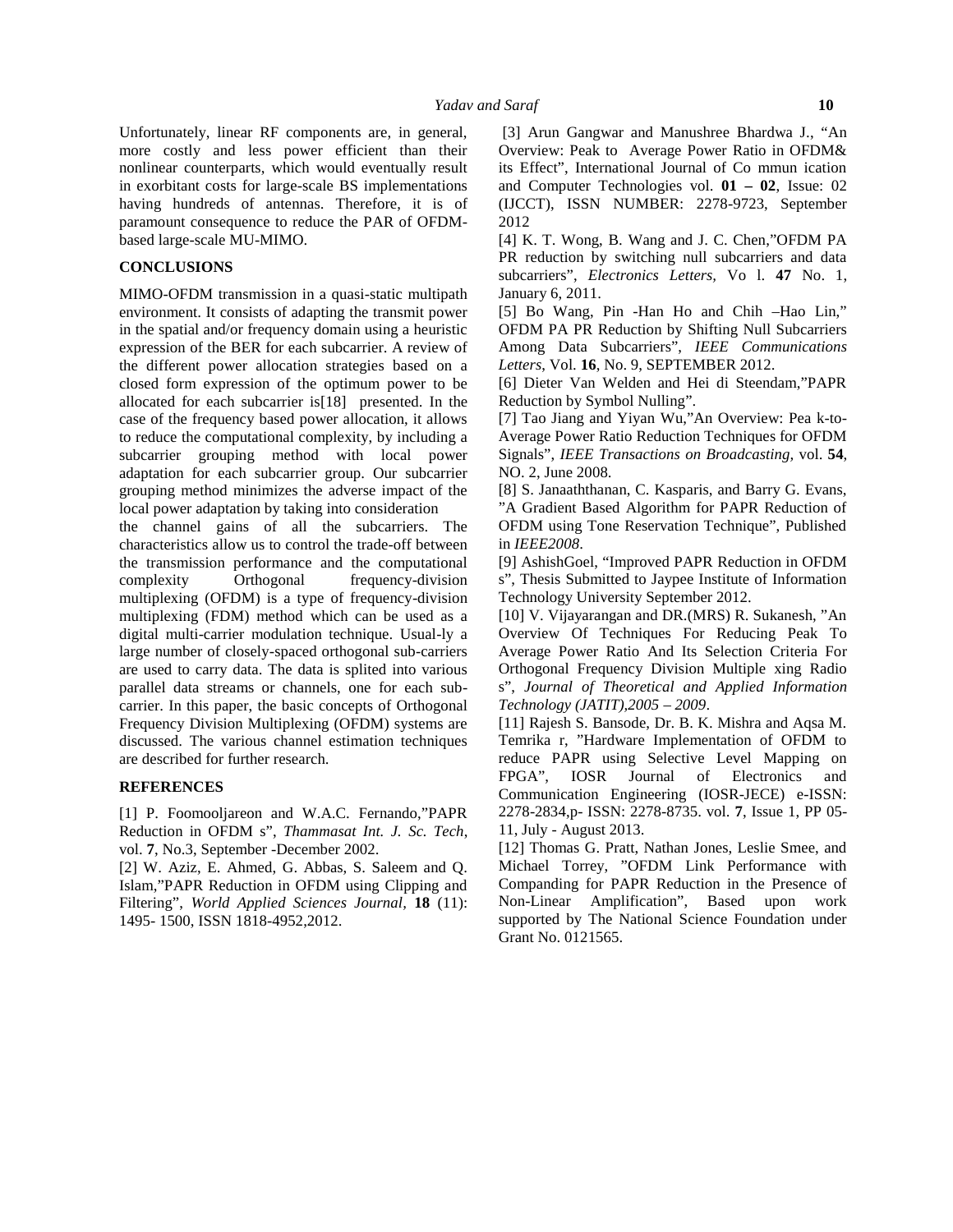Unfortunately, linear RF components are, in general, more costly and less power efficient than their nonlinear counterparts, which would eventually result in exorbitant costs for large-scale BS implementations having hundreds of antennas. Therefore, it is of paramount consequence to reduce the PAR of OFDM-based large-scale MU-MIMO.

## CONCLUSIONS

MIMO-OFDM transmission in a quasi-static multipath environment. It consists of adapting the transmit power in the spatial and/or frequency domain using a heuristic expression of the BER for each subcarrier. A review of the different power allocation strategies based on a closed form expression of the optimum power to be allocated for each subcarrier is[18] presented. In the case of the frequency based power allocation, it allows to reduce the computational complexity, by including a subcarrier grouping method with local power adaptation for each subcarrier group. Our subcarrier grouping method minimizes the adverse impact of the local power adaptation by taking into consideration the channel gains of all the subcarriers. The characteristics allow us to control the trade-off between the transmission performance and the computational complexity Orthogonal frequency-division multiplexing (OFDM) is a type of frequency-division multiplexing (FDM) method which can be used as a digital multi-carrier modulation technique. Usual-ly a large number of closely-spaced orthogonal sub-carriers are used to carry data. The data is splited into various parallel data streams or channels, one for each sub-carrier. In this paper, the basic concepts of Orthogonal Frequency Division Multiplexing (OFDM) systems are discussed. The various channel estimation techniques are described for further research.

## REFERENCES

[1] P. Foomooljareon and W.A.C. Fernando,"PAPR Reduction in OFDM s", *Thammasat Int. J. Sc. Tech*, vol. **7**, No.3, September -December 2002.

[2] W. Aziz, E. Ahmed, G. Abbas, S. Saleem and Q. Islam,"PAPR Reduction in OFDM using Clipping and Filtering", *World Applied Sciences Journal*, **18** (11): 1495- 1500, ISSN 1818-4952,2012.

[3] Arun Gangwar and Manushree Bhardwa J., "An Overview: Peak to Average Power Ratio in OFDM& its Effect", International Journal of Co mmun ication and Computer Technologies vol. **01 – 02**, Issue: 02 (IJCCT), ISSN NUMBER: 2278-9723, September 2012

[4] K. T. Wong, B. Wang and J. C. Chen,"OFDM PA PR reduction by switching null subcarriers and data subcarriers", *Electronics Letters*, Vo l. **47** No. 1, January 6, 2011.

[5] Bo Wang, Pin -Han Ho and Chih –Hao Lin," OFDM PA PR Reduction by Shifting Null Subcarriers Among Data Subcarriers", *IEEE Communications Letters*, Vol. **16**, No. 9, SEPTEMBER 2012.

[6] Dieter Van Welden and Hei di Steendam,"PAPR Reduction by Symbol Nulling".

[7] Tao Jiang and Yiyan Wu,"An Overview: Pea k-to-Average Power Ratio Reduction Techniques for OFDM Signals", *IEEE Transactions on Broadcasting*, vol. **54**, NO. 2, June 2008.

[8] S. Janaaththanan, C. Kasparis, and Barry G. Evans, "A Gradient Based Algorithm for PAPR Reduction of OFDM using Tone Reservation Technique", Published in *IEEE2008*.

[9] AshishGoel, "Improved PAPR Reduction in OFDM s", Thesis Submitted to Jaypee Institute of Information Technology University September 2012.

[10] V. Vijayarangan and DR.(MRS) R. Sukanesh, "An Overview Of Techniques For Reducing Peak To Average Power Ratio And Its Selection Criteria For Orthogonal Frequency Division Multiple xing Radio s", *Journal of Theoretical and Applied Information Technology (JATIT),2005 – 2009*.

[11] Rajesh S. Bansode, Dr. B. K. Mishra and Aqsa M. Temrika r, "Hardware Implementation of OFDM to reduce PAPR using Selective Level Mapping on FPGA", IOSR Journal of Electronics and Communication Engineering (IOSR-JECE) e-ISSN: 2278-2834,p- ISSN: 2278-8735. vol. **7**, Issue 1, PP 05-11, July - August 2013.

[12] Thomas G. Pratt, Nathan Jones, Leslie Smee, and Michael Torrey, "OFDM Link Performance with Companding for PAPR Reduction in the Presence of Non-Linear Amplification", Based upon work supported by The National Science Foundation under Grant No. 0121565.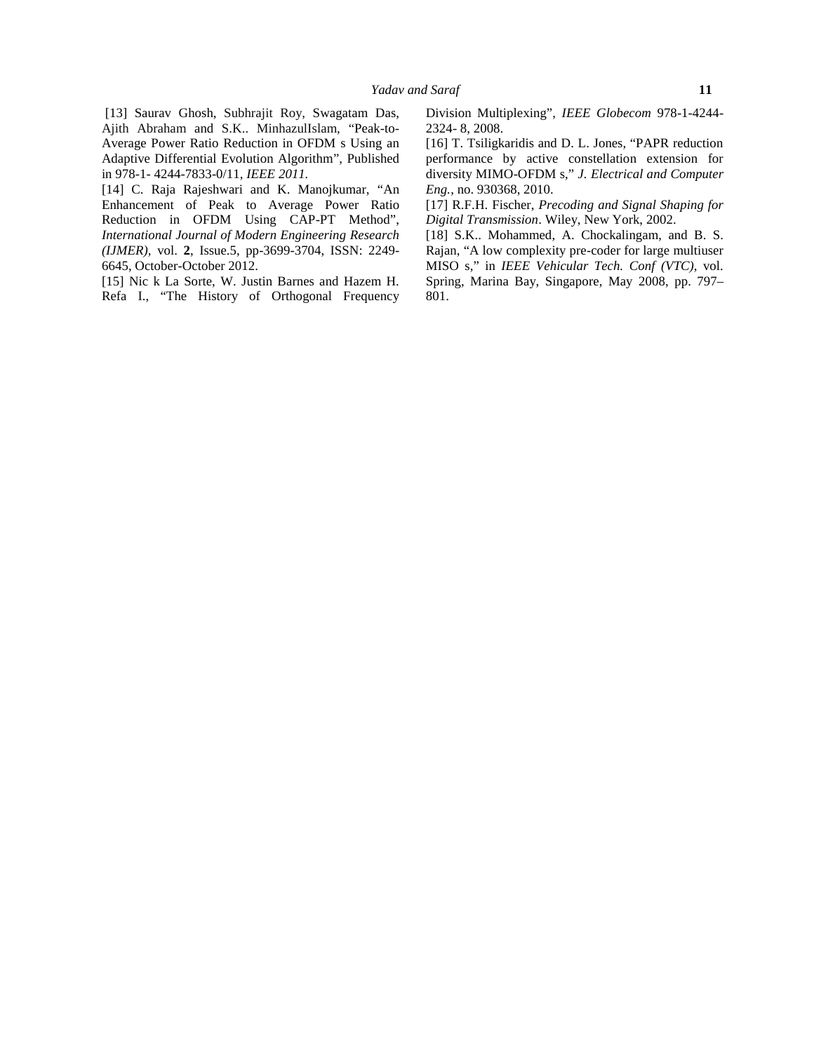[13] Saurav Ghosh, Subhrajit Roy, Swagatam Das, Ajith Abraham and S.K.. MinhazulIslam, "Peak-to-Average Power Ratio Reduction in OFDM s Using an Adaptive Differential Evolution Algorithm", Published in 978-1- 4244-7833-0/11, *IEEE 2011*.

[14] C. Raja Rajeshwari and K. Manojkumar, "An Enhancement of Peak to Average Power Ratio Reduction in OFDM Using CAP-PT Method", *International Journal of Modern Engineering Research (IJMER)*, vol. **2**, Issue.5, pp-3699-3704, ISSN: 2249-6645, October-October 2012.

[15] Nic k La Sorte, W. Justin Barnes and Hazem H. Refa I., "The History of Orthogonal Frequency Division Multiplexing", *IEEE Globecom* 978-1-4244-2324- 8, 2008.

[16] T. Tsiligkaridis and D. L. Jones, "PAPR reduction performance by active constellation extension for diversity MIMO-OFDM s," *J. Electrical and Computer Eng.*, no. 930368, 2010.

[17] R.F.H. Fischer, *Precoding and Signal Shaping for Digital Transmission*. Wiley, New York, 2002.

[18] S.K.. Mohammed, A. Chockalingam, and B. S. Rajan, "A low complexity pre-coder for large multiuser MISO s," in *IEEE Vehicular Tech. Conf (VTC)*, vol. Spring, Marina Bay, Singapore, May 2008, pp. 797–801.